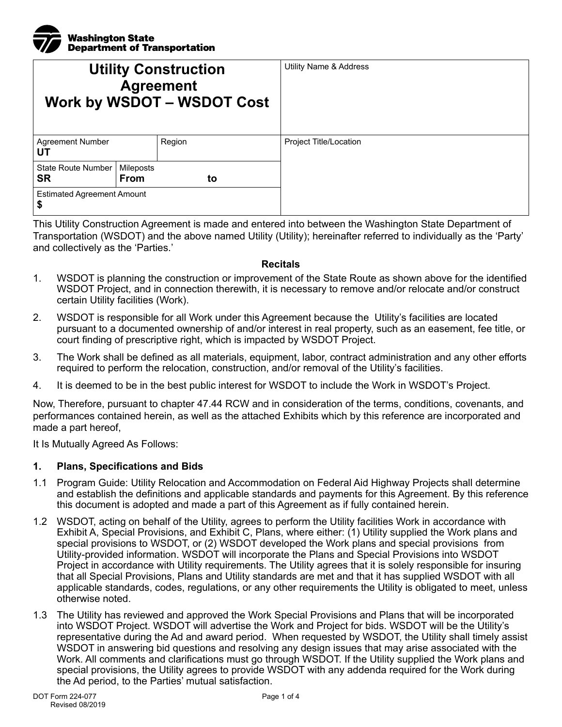Washington State Department of Transportation

| Utility Construction Agreement Work by WSDOT – WSDOT Cost | | | Utility Name & Address |
|---|---|---|---|
| Agreement Number<br>**UT** | | Region | Project Title/Location |
| State Route Number<br>**SR** | Mileposts<br>**From to** | | |
| Estimated Agreement Amount<br>**$** | | | |

This Utility Construction Agreement is made and entered into between the Washington State Department of Transportation (WSDOT) and the above named Utility (Utility); hereinafter referred to individually as the 'Party' and collectively as the 'Parties.'

**Recitals**

1. WSDOT is planning the construction or improvement of the State Route as shown above for the identified WSDOT Project, and in connection therewith, it is necessary to remove and/or relocate and/or construct certain Utility facilities (Work).
2. WSDOT is responsible for all Work under this Agreement because the Utility's facilities are located pursuant to a documented ownership of and/or interest in real property, such as an easement, fee title, or court finding of prescriptive right, which is impacted by WSDOT Project.
3. The Work shall be defined as all materials, equipment, labor, contract administration and any other efforts required to perform the relocation, construction, and/or removal of the Utility's facilities.
4. It is deemed to be in the best public interest for WSDOT to include the Work in WSDOT's Project.

Now, Therefore, pursuant to chapter 47.44 RCW and in consideration of the terms, conditions, covenants, and performances contained herein, as well as the attached Exhibits which by this reference are incorporated and made a part hereof,

It Is Mutually Agreed As Follows:

**1. Plans, Specifications and Bids**

1.1 Program Guide: Utility Relocation and Accommodation on Federal Aid Highway Projects shall determine and establish the definitions and applicable standards and payments for this Agreement. By this reference this document is adopted and made a part of this Agreement as if fully contained herein.

1.2 WSDOT, acting on behalf of the Utility, agrees to perform the Utility facilities Work in accordance with Exhibit A, Special Provisions, and Exhibit C, Plans, where either: (1) Utility supplied the Work plans and special provisions to WSDOT, or (2) WSDOT developed the Work plans and special provisions from Utility-provided information. WSDOT will incorporate the Plans and Special Provisions into WSDOT Project in accordance with Utility requirements. The Utility agrees that it is solely responsible for insuring that all Special Provisions, Plans and Utility standards are met and that it has supplied WSDOT with all applicable standards, codes, regulations, or any other requirements the Utility is obligated to meet, unless otherwise noted.

1.3 The Utility has reviewed and approved the Work Special Provisions and Plans that will be incorporated into WSDOT Project. WSDOT will advertise the Work and Project for bids. WSDOT will be the Utility's representative during the Ad and award period. When requested by WSDOT, the Utility shall timely assist WSDOT in answering bid questions and resolving any design issues that may arise associated with the Work. All comments and clarifications must go through WSDOT. If the Utility supplied the Work plans and special provisions, the Utility agrees to provide WSDOT with any addenda required for the Work during the Ad period, to the Parties' mutual satisfaction.

DOT Form 224-077
Revised 08/2019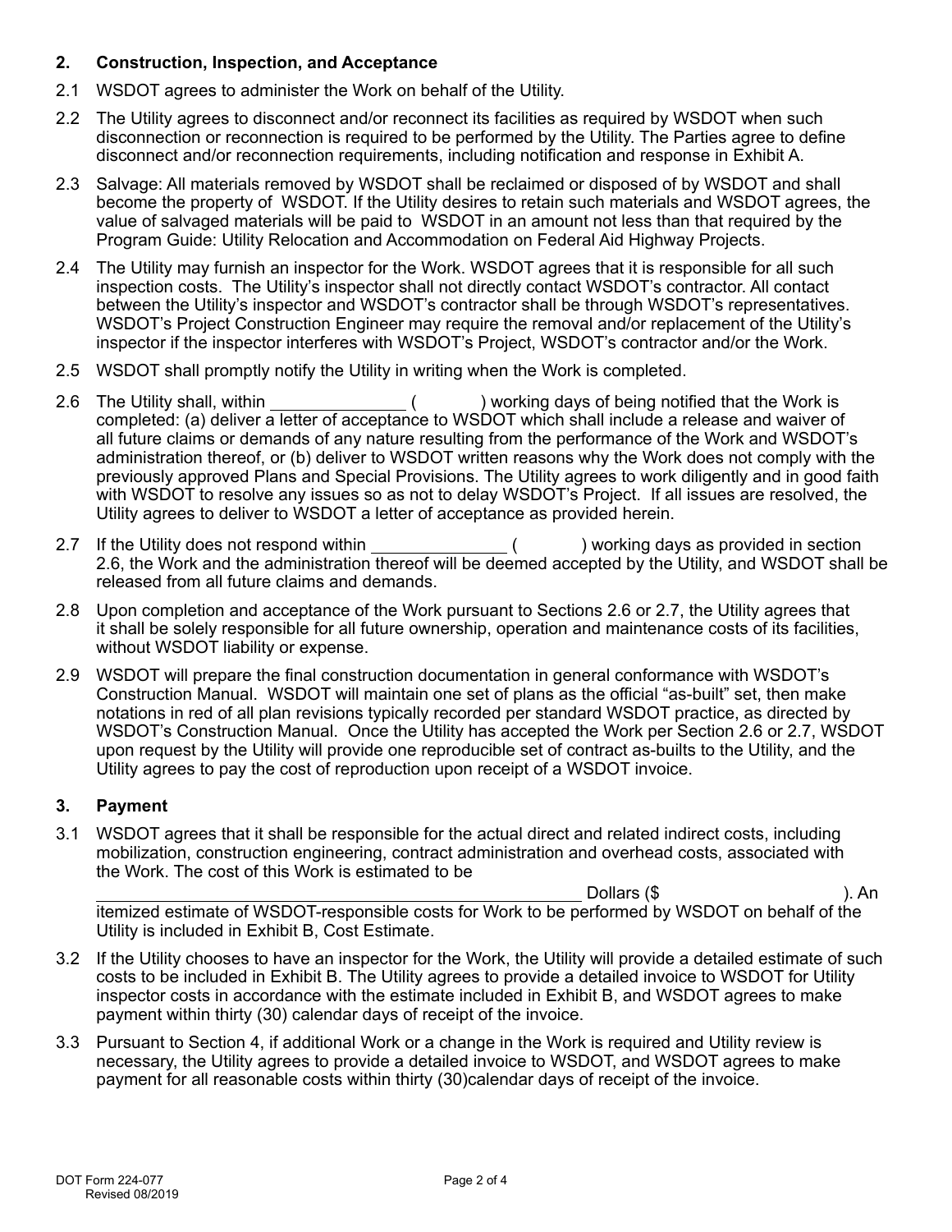## 2. Construction, Inspection, and Acceptance

2.1 WSDOT agrees to administer the Work on behalf of the Utility.

2.2 The Utility agrees to disconnect and/or reconnect its facilities as required by WSDOT when such disconnection or reconnection is required to be performed by the Utility. The Parties agree to define disconnect and/or reconnection requirements, including notification and response in Exhibit A.

2.3 Salvage: All materials removed by WSDOT shall be reclaimed or disposed of by WSDOT and shall become the property of WSDOT. If the Utility desires to retain such materials and WSDOT agrees, the value of salvaged materials will be paid to WSDOT in an amount not less than that required by the Program Guide: Utility Relocation and Accommodation on Federal Aid Highway Projects.

2.4 The Utility may furnish an inspector for the Work. WSDOT agrees that it is responsible for all such inspection costs. The Utility's inspector shall not directly contact WSDOT's contractor. All contact between the Utility's inspector and WSDOT's contractor shall be through WSDOT's representatives. WSDOT's Project Construction Engineer may require the removal and/or replacement of the Utility's inspector if the inspector interferes with WSDOT's Project, WSDOT's contractor and/or the Work.

2.5 WSDOT shall promptly notify the Utility in writing when the Work is completed.

2.6 The Utility shall, within ______________ ( ) working days of being notified that the Work is completed: (a) deliver a letter of acceptance to WSDOT which shall include a release and waiver of all future claims or demands of any nature resulting from the performance of the Work and WSDOT's administration thereof, or (b) deliver to WSDOT written reasons why the Work does not comply with the previously approved Plans and Special Provisions. The Utility agrees to work diligently and in good faith with WSDOT to resolve any issues so as not to delay WSDOT's Project. If all issues are resolved, the Utility agrees to deliver to WSDOT a letter of acceptance as provided herein.

2.7 If the Utility does not respond within ______________ ( ) working days as provided in section 2.6, the Work and the administration thereof will be deemed accepted by the Utility, and WSDOT shall be released from all future claims and demands.

2.8 Upon completion and acceptance of the Work pursuant to Sections 2.6 or 2.7, the Utility agrees that it shall be solely responsible for all future ownership, operation and maintenance costs of its facilities, without WSDOT liability or expense.

2.9 WSDOT will prepare the final construction documentation in general conformance with WSDOT's Construction Manual. WSDOT will maintain one set of plans as the official "as-built" set, then make notations in red of all plan revisions typically recorded per standard WSDOT practice, as directed by WSDOT's Construction Manual. Once the Utility has accepted the Work per Section 2.6 or 2.7, WSDOT upon request by the Utility will provide one reproducible set of contract as-builts to the Utility, and the Utility agrees to pay the cost of reproduction upon receipt of a WSDOT invoice.

## 3. Payment

3.1 WSDOT agrees that it shall be responsible for the actual direct and related indirect costs, including mobilization, construction engineering, contract administration and overhead costs, associated with the Work. The cost of this Work is estimated to be ____________________________________________ Dollars ($ ). An itemized estimate of WSDOT-responsible costs for Work to be performed by WSDOT on behalf of the Utility is included in Exhibit B, Cost Estimate.

3.2 If the Utility chooses to have an inspector for the Work, the Utility will provide a detailed estimate of such costs to be included in Exhibit B. The Utility agrees to provide a detailed invoice to WSDOT for Utility inspector costs in accordance with the estimate included in Exhibit B, and WSDOT agrees to make payment within thirty (30) calendar days of receipt of the invoice.

3.3 Pursuant to Section 4, if additional Work or a change in the Work is required and Utility review is necessary, the Utility agrees to provide a detailed invoice to WSDOT, and WSDOT agrees to make payment for all reasonable costs within thirty (30)calendar days of receipt of the invoice.

DOT Form 224-077
Revised 08/2019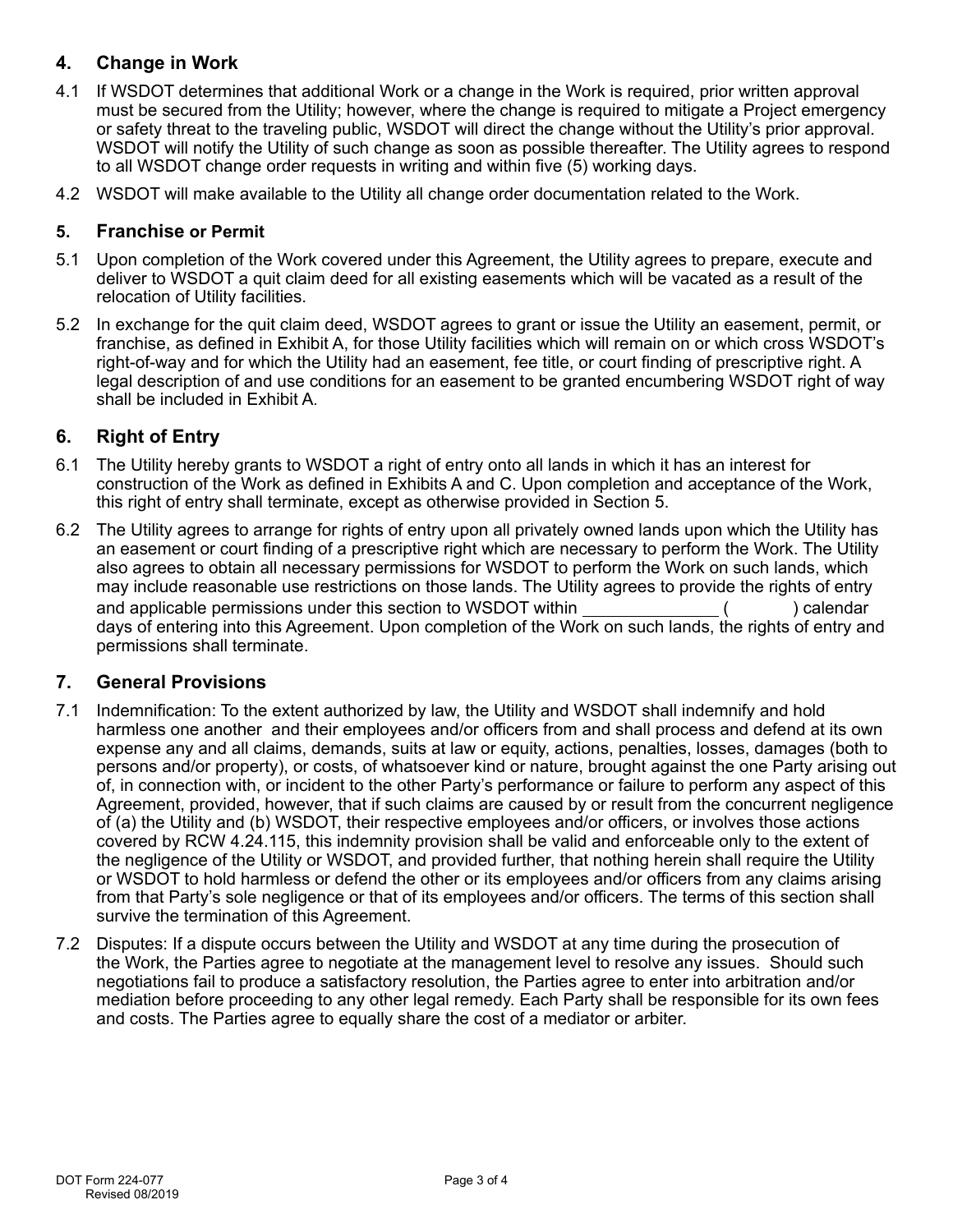## 4. Change in Work

4.1 If WSDOT determines that additional Work or a change in the Work is required, prior written approval must be secured from the Utility; however, where the change is required to mitigate a Project emergency or safety threat to the traveling public, WSDOT will direct the change without the Utility's prior approval. WSDOT will notify the Utility of such change as soon as possible thereafter. The Utility agrees to respond to all WSDOT change order requests in writing and within five (5) working days.

4.2 WSDOT will make available to the Utility all change order documentation related to the Work.

## 5. Franchise or Permit

5.1 Upon completion of the Work covered under this Agreement, the Utility agrees to prepare, execute and deliver to WSDOT a quit claim deed for all existing easements which will be vacated as a result of the relocation of Utility facilities.

5.2 In exchange for the quit claim deed, WSDOT agrees to grant or issue the Utility an easement, permit, or franchise, as defined in Exhibit A, for those Utility facilities which will remain on or which cross WSDOT's right-of-way and for which the Utility had an easement, fee title, or court finding of prescriptive right. A legal description of and use conditions for an easement to be granted encumbering WSDOT right of way shall be included in Exhibit A.

## 6. Right of Entry

6.1 The Utility hereby grants to WSDOT a right of entry onto all lands in which it has an interest for construction of the Work as defined in Exhibits A and C. Upon completion and acceptance of the Work, this right of entry shall terminate, except as otherwise provided in Section 5.

6.2 The Utility agrees to arrange for rights of entry upon all privately owned lands upon which the Utility has an easement or court finding of a prescriptive right which are necessary to perform the Work. The Utility also agrees to obtain all necessary permissions for WSDOT to perform the Work on such lands, which may include reasonable use restrictions on those lands. The Utility agrees to provide the rights of entry and applicable permissions under this section to WSDOT within ______________ (          ) calendar days of entering into this Agreement. Upon completion of the Work on such lands, the rights of entry and permissions shall terminate.

## 7. General Provisions

7.1 Indemnification: To the extent authorized by law, the Utility and WSDOT shall indemnify and hold harmless one another and their employees and/or officers from and shall process and defend at its own expense any and all claims, demands, suits at law or equity, actions, penalties, losses, damages (both to persons and/or property), or costs, of whatsoever kind or nature, brought against the one Party arising out of, in connection with, or incident to the other Party's performance or failure to perform any aspect of this Agreement, provided, however, that if such claims are caused by or result from the concurrent negligence of (a) the Utility and (b) WSDOT, their respective employees and/or officers, or involves those actions covered by RCW 4.24.115, this indemnity provision shall be valid and enforceable only to the extent of the negligence of the Utility or WSDOT, and provided further, that nothing herein shall require the Utility or WSDOT to hold harmless or defend the other or its employees and/or officers from any claims arising from that Party's sole negligence or that of its employees and/or officers. The terms of this section shall survive the termination of this Agreement.

7.2 Disputes: If a dispute occurs between the Utility and WSDOT at any time during the prosecution of the Work, the Parties agree to negotiate at the management level to resolve any issues. Should such negotiations fail to produce a satisfactory resolution, the Parties agree to enter into arbitration and/or mediation before proceeding to any other legal remedy. Each Party shall be responsible for its own fees and costs. The Parties agree to equally share the cost of a mediator or arbiter.

DOT Form 224-077
Revised 08/2019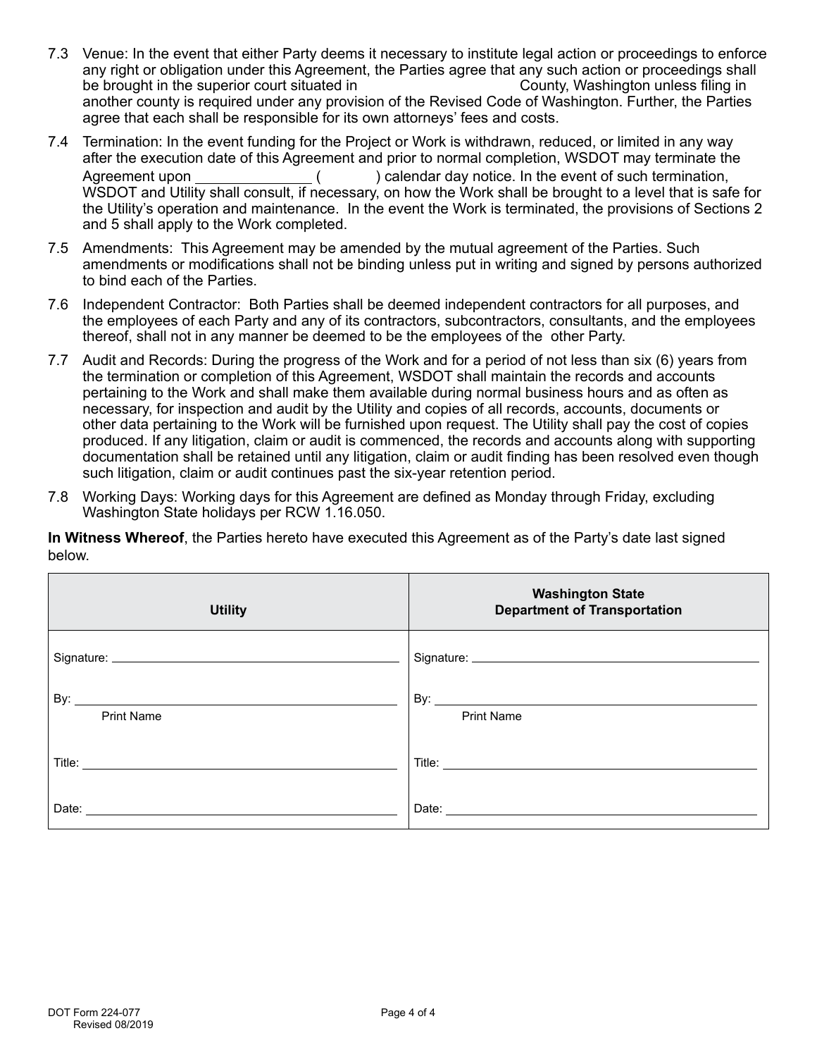7.3 Venue: In the event that either Party deems it necessary to institute legal action or proceedings to enforce any right or obligation under this Agreement, the Parties agree that any such action or proceedings shall be brought in the superior court situated in ______________________ County, Washington unless filing in another county is required under any provision of the Revised Code of Washington. Further, the Parties agree that each shall be responsible for its own attorneys' fees and costs.

7.4 Termination: In the event funding for the Project or Work is withdrawn, reduced, or limited in any way after the execution date of this Agreement and prior to normal completion, WSDOT may terminate the Agreement upon ______________ ( ______ ) calendar day notice. In the event of such termination, WSDOT and Utility shall consult, if necessary, on how the Work shall be brought to a level that is safe for the Utility's operation and maintenance. In the event the Work is terminated, the provisions of Sections 2 and 5 shall apply to the Work completed.

7.5 Amendments: This Agreement may be amended by the mutual agreement of the Parties. Such amendments or modifications shall not be binding unless put in writing and signed by persons authorized to bind each of the Parties.

7.6 Independent Contractor: Both Parties shall be deemed independent contractors for all purposes, and the employees of each Party and any of its contractors, subcontractors, consultants, and the employees thereof, shall not in any manner be deemed to be the employees of the other Party.

7.7 Audit and Records: During the progress of the Work and for a period of not less than six (6) years from the termination or completion of this Agreement, WSDOT shall maintain the records and accounts pertaining to the Work and shall make them available during normal business hours and as often as necessary, for inspection and audit by the Utility and copies of all records, accounts, documents or other data pertaining to the Work will be furnished upon request. The Utility shall pay the cost of copies produced. If any litigation, claim or audit is commenced, the records and accounts along with supporting documentation shall be retained until any litigation, claim or audit finding has been resolved even though such litigation, claim or audit continues past the six-year retention period.

7.8 Working Days: Working days for this Agreement are defined as Monday through Friday, excluding Washington State holidays per RCW 1.16.050.

**In Witness Whereof**, the Parties hereto have executed this Agreement as of the Party's date last signed below.

| **Utility** | **Washington State Department of Transportation** |
|---|---|
| Signature: ______________________________ | Signature: ______________________________ |
| By: ______________________________<br>Print Name | By: ______________________________<br>Print Name |
| Title: ______________________________ | Title: ______________________________ |
| Date: ______________________________ | Date: ______________________________ |

DOT Form 224-077
Revised 08/2019